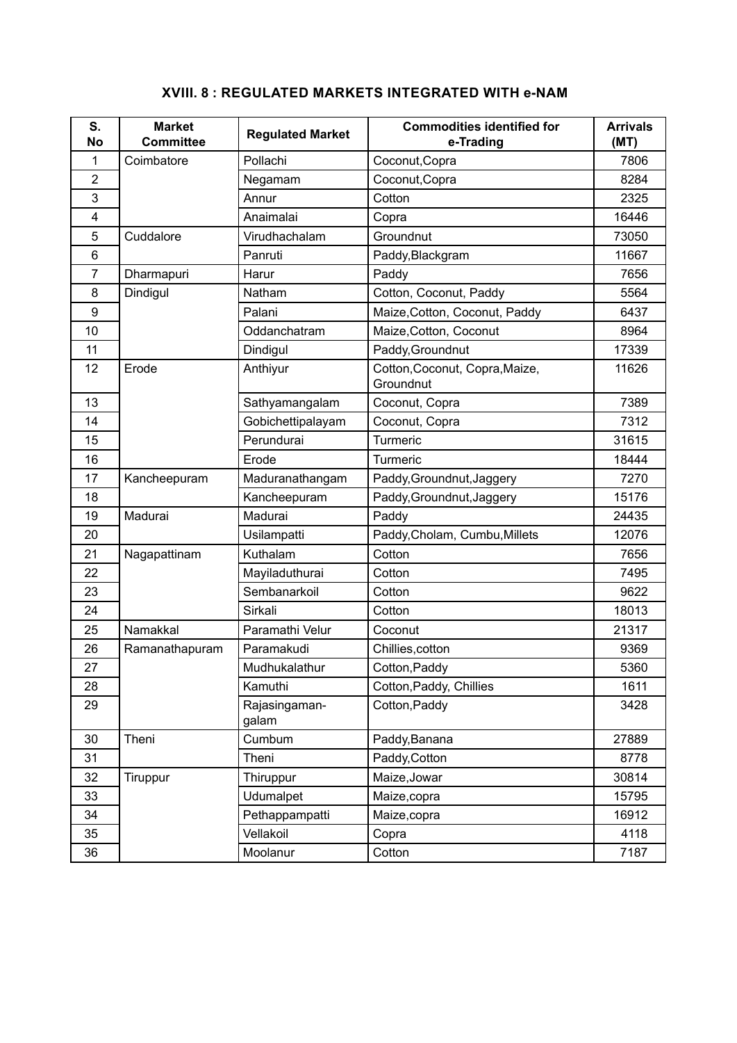## XVIII. 8 : REGULATED MARKETS INTEGRATED WITH e-NAM

| S. No | Market Committee | Regulated Market | Commodities identified for e-Trading | Arrivals (MT) |
|---|---|---|---|---|
| 1 | Coimbatore | Pollachi | Coconut,Copra | 7806 |
| 2 | | Negamam | Coconut,Copra | 8284 |
| 3 | | Annur | Cotton | 2325 |
| 4 | | Anaimalai | Copra | 16446 |
| 5 | Cuddalore | Virudhachalam | Groundnut | 73050 |
| 6 | | Panruti | Paddy,Blackgram | 11667 |
| 7 | Dharmapuri | Harur | Paddy | 7656 |
| 8 | Dindigul | Natham | Cotton, Coconut, Paddy | 5564 |
| 9 | | Palani | Maize,Cotton, Coconut, Paddy | 6437 |
| 10 | | Oddanchatram | Maize,Cotton, Coconut | 8964 |
| 11 | | Dindigul | Paddy,Groundnut | 17339 |
| 12 | Erode | Anthiyur | Cotton,Coconut, Copra,Maize, Groundnut | 11626 |
| 13 | | Sathyamangalam | Coconut, Copra | 7389 |
| 14 | | Gobichettipalayam | Coconut, Copra | 7312 |
| 15 | | Perundurai | Turmeric | 31615 |
| 16 | | Erode | Turmeric | 18444 |
| 17 | Kancheepuram | Maduranathangam | Paddy,Groundnut,Jaggery | 7270 |
| 18 | | Kancheepuram | Paddy,Groundnut,Jaggery | 15176 |
| 19 | Madurai | Madurai | Paddy | 24435 |
| 20 | | Usilampatti | Paddy,Cholam, Cumbu,Millets | 12076 |
| 21 | Nagapattinam | Kuthalam | Cotton | 7656 |
| 22 | | Mayiladuthurai | Cotton | 7495 |
| 23 | | Sembanarkoil | Cotton | 9622 |
| 24 | | Sirkali | Cotton | 18013 |
| 25 | Namakkal | Paramathi Velur | Coconut | 21317 |
| 26 | Ramanathapuram | Paramakudi | Chillies,cotton | 9369 |
| 27 | | Mudhukalathur | Cotton,Paddy | 5360 |
| 28 | | Kamuthi | Cotton,Paddy, Chillies | 1611 |
| 29 | | Rajasingaman-galam | Cotton,Paddy | 3428 |
| 30 | Theni | Cumbum | Paddy,Banana | 27889 |
| 31 | | Theni | Paddy,Cotton | 8778 |
| 32 | Tiruppur | Thiruppur | Maize,Jowar | 30814 |
| 33 | | Udumalpet | Maize,copra | 15795 |
| 34 | | Pethappampatti | Maize,copra | 16912 |
| 35 | | Vellakoil | Copra | 4118 |
| 36 | | Moolanur | Cotton | 7187 |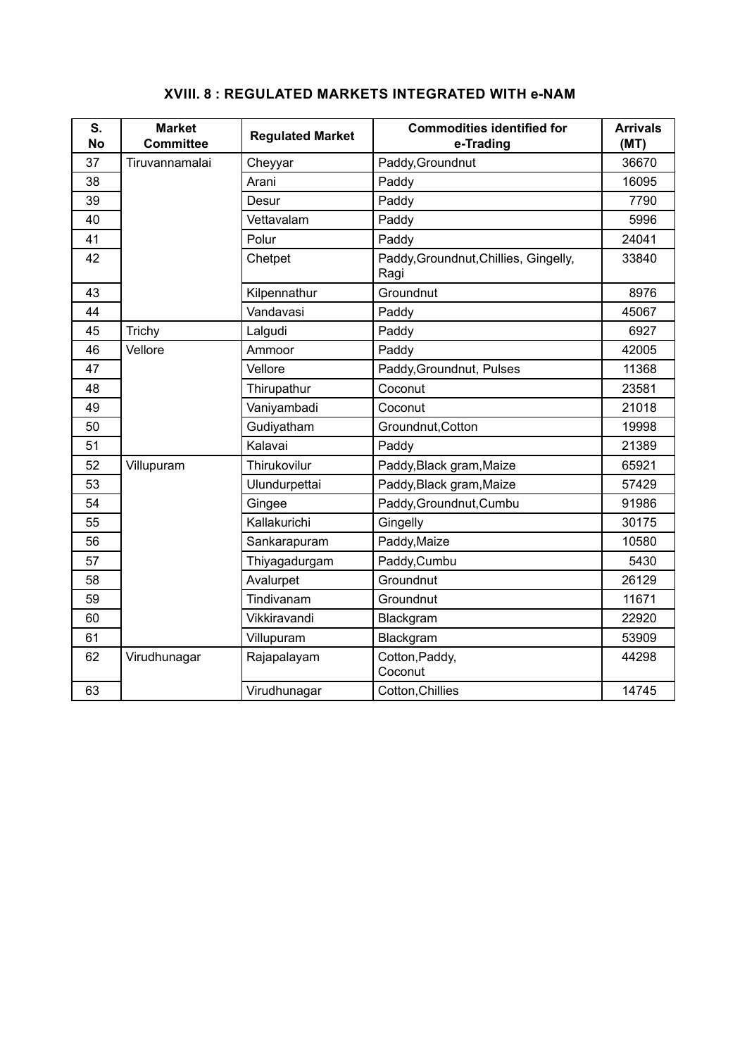## XVIII. 8 : REGULATED MARKETS INTEGRATED WITH e-NAM

| S. No | Market Committee | Regulated Market | Commodities identified for e-Trading | Arrivals (MT) |
|---|---|---|---|---|
| 37 | Tiruvannamalai | Cheyyar | Paddy,Groundnut | 36670 |
| 38 | | Arani | Paddy | 16095 |
| 39 | | Desur | Paddy | 7790 |
| 40 | | Vettavalam | Paddy | 5996 |
| 41 | | Polur | Paddy | 24041 |
| 42 | | Chetpet | Paddy,Groundnut,Chillies, Gingelly, Ragi | 33840 |
| 43 | | Kilpennathur | Groundnut | 8976 |
| 44 | | Vandavasi | Paddy | 45067 |
| 45 | Trichy | Lalgudi | Paddy | 6927 |
| 46 | Vellore | Ammoor | Paddy | 42005 |
| 47 | | Vellore | Paddy,Groundnut, Pulses | 11368 |
| 48 | | Thirupathur | Coconut | 23581 |
| 49 | | Vaniyambadi | Coconut | 21018 |
| 50 | | Gudiyatham | Groundnut,Cotton | 19998 |
| 51 | | Kalavai | Paddy | 21389 |
| 52 | Villupuram | Thirukovilur | Paddy,Black gram,Maize | 65921 |
| 53 | | Ulundurpettai | Paddy,Black gram,Maize | 57429 |
| 54 | | Gingee | Paddy,Groundnut,Cumbu | 91986 |
| 55 | | Kallakurichi | Gingelly | 30175 |
| 56 | | Sankarapuram | Paddy,Maize | 10580 |
| 57 | | Thiyagadurgam | Paddy,Cumbu | 5430 |
| 58 | | Avalurpet | Groundnut | 26129 |
| 59 | | Tindivanam | Groundnut | 11671 |
| 60 | | Vikkiravandi | Blackgram | 22920 |
| 61 | | Villupuram | Blackgram | 53909 |
| 62 | Virudhunagar | Rajapalayam | Cotton,Paddy, Coconut | 44298 |
| 63 | | Virudhunagar | Cotton,Chillies | 14745 |